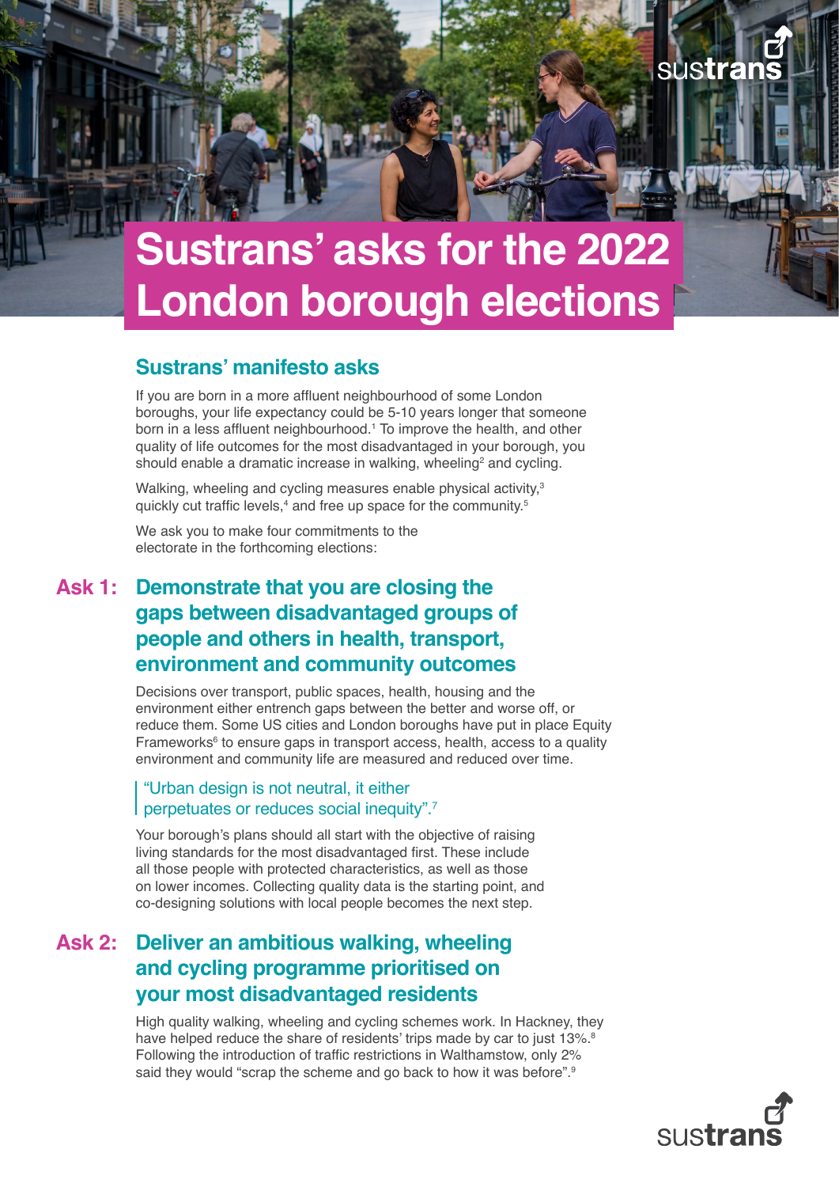# Sustrans' asks for the 2022 London borough elections

## Sustrans' manifesto asks

If you are born in a more affluent neighbourhood of some London boroughs, your life expectancy could be 5-10 years longer that someone born in a less affluent neighbourhood.[1] To improve the health, and other quality of life outcomes for the most disadvantaged in your borough, you should enable a dramatic increase in walking, wheeling[2] and cycling.

Walking, wheeling and cycling measures enable physical activity,[3] quickly cut traffic levels,[4] and free up space for the community.[5]

We ask you to make four commitments to the electorate in the forthcoming elections:

### Ask 1: Demonstrate that you are closing the gaps between disadvantaged groups of people and others in health, transport, environment and community outcomes

Decisions over transport, public spaces, health, housing and the environment either entrench gaps between the better and worse off, or reduce them. Some US cities and London boroughs have put in place Equity Frameworks[6] to ensure gaps in transport access, health, access to a quality environment and community life are measured and reduced over time.

> "Urban design is not neutral, it either perpetuates or reduces social inequity".[7]

Your borough's plans should all start with the objective of raising living standards for the most disadvantaged first. These include all those people with protected characteristics, as well as those on lower incomes. Collecting quality data is the starting point, and co-designing solutions with local people becomes the next step.

### Ask 2: Deliver an ambitious walking, wheeling and cycling programme prioritised on your most disadvantaged residents

High quality walking, wheeling and cycling schemes work. In Hackney, they have helped reduce the share of residents' trips made by car to just 13%.[8] Following the introduction of traffic restrictions in Walthamstow, only 2% said they would "scrap the scheme and go back to how it was before".[9]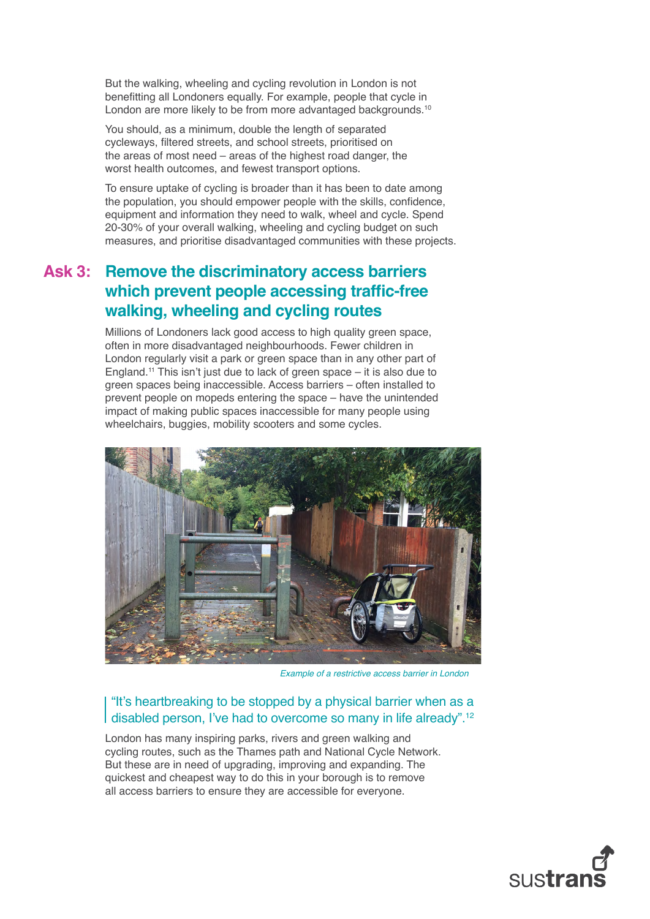But the walking, wheeling and cycling revolution in London is not benefitting all Londoners equally. For example, people that cycle in London are more likely to be from more advantaged backgrounds.[10]

You should, as a minimum, double the length of separated cycleways, filtered streets, and school streets, prioritised on the areas of most need – areas of the highest road danger, the worst health outcomes, and fewest transport options.

To ensure uptake of cycling is broader than it has been to date among the population, you should empower people with the skills, confidence, equipment and information they need to walk, wheel and cycle. Spend 20-30% of your overall walking, wheeling and cycling budget on such measures, and prioritise disadvantaged communities with these projects.

## Ask 3: Remove the discriminatory access barriers which prevent people accessing traffic-free walking, wheeling and cycling routes

Millions of Londoners lack good access to high quality green space, often in more disadvantaged neighbourhoods. Fewer children in London regularly visit a park or green space than in any other part of England.[11] This isn't just due to lack of green space – it is also due to green spaces being inaccessible. Access barriers – often installed to prevent people on mopeds entering the space – have the unintended impact of making public spaces inaccessible for many people using wheelchairs, buggies, mobility scooters and some cycles.

*Example of a restrictive access barrier in London*

> "It's heartbreaking to be stopped by a physical barrier when as a disabled person, I've had to overcome so many in life already".[12]

London has many inspiring parks, rivers and green walking and cycling routes, such as the Thames path and National Cycle Network. But these are in need of upgrading, improving and expanding. The quickest and cheapest way to do this in your borough is to remove all access barriers to ensure they are accessible for everyone.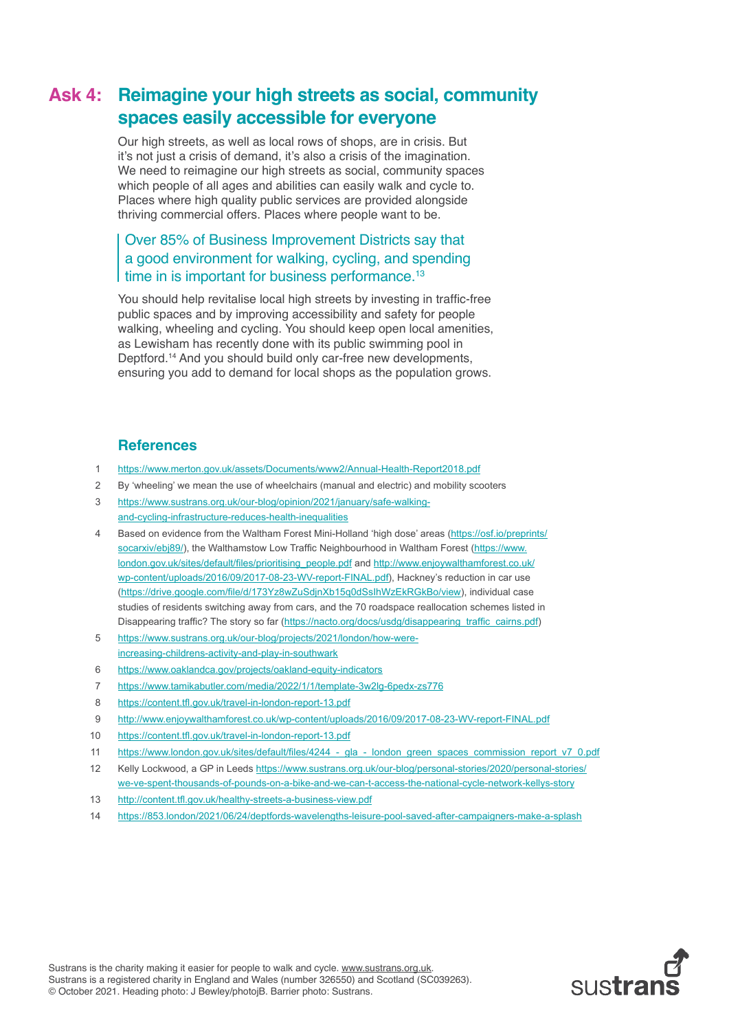## Ask 4: Reimagine your high streets as social, community spaces easily accessible for everyone

Our high streets, as well as local rows of shops, are in crisis. But it's not just a crisis of demand, it's also a crisis of the imagination. We need to reimagine our high streets as social, community spaces which people of all ages and abilities can easily walk and cycle to. Places where high quality public services are provided alongside thriving commercial offers. Places where people want to be.

> Over 85% of Business Improvement Districts say that a good environment for walking, cycling, and spending time in is important for business performance.[13]

You should help revitalise local high streets by investing in traffic-free public spaces and by improving accessibility and safety for people walking, wheeling and cycling. You should keep open local amenities, as Lewisham has recently done with its public swimming pool in Deptford.[14] And you should build only car-free new developments, ensuring you add to demand for local shops as the population grows.

### References

1. https://www.merton.gov.uk/assets/Documents/www2/Annual-Health-Report2018.pdf
2. By 'wheeling' we mean the use of wheelchairs (manual and electric) and mobility scooters
3. https://www.sustrans.org.uk/our-blog/opinion/2021/january/safe-walking-and-cycling-infrastructure-reduces-health-inequalities
4. Based on evidence from the Waltham Forest Mini-Holland 'high dose' areas (https://osf.io/preprints/socarxiv/ebj89/), the Walthamstow Low Traffic Neighbourhood in Waltham Forest (https://www.london.gov.uk/sites/default/files/prioritising_people.pdf and http://www.enjoywalthamforest.co.uk/wp-content/uploads/2016/09/2017-08-23-WV-report-FINAL.pdf), Hackney's reduction in car use (https://drive.google.com/file/d/173Yz8wZuSdjnXb15q0dSsIhWzEkRGkBo/view), individual case studies of residents switching away from cars, and the 70 roadspace reallocation schemes listed in Disappearing traffic? The story so far (https://nacto.org/docs/usdg/disappearing_traffic_cairns.pdf)
5. https://www.sustrans.org.uk/our-blog/projects/2021/london/how-were-increasing-childrens-activity-and-play-in-southwark
6. https://www.oaklandca.gov/projects/oakland-equity-indicators
7. https://www.tamikabutler.com/media/2022/1/1/template-3w2lg-6pedx-zs776
8. https://content.tfl.gov.uk/travel-in-london-report-13.pdf
9. http://www.enjoywalthamforest.co.uk/wp-content/uploads/2016/09/2017-08-23-WV-report-FINAL.pdf
10. https://content.tfl.gov.uk/travel-in-london-report-13.pdf
11. https://www.london.gov.uk/sites/default/files/4244_-_gla_-_london_green_spaces_commission_report_v7_0.pdf
12. Kelly Lockwood, a GP in Leeds https://www.sustrans.org.uk/our-blog/personal-stories/2020/personal-stories/we-ve-spent-thousands-of-pounds-on-a-bike-and-we-can-t-access-the-national-cycle-network-kellys-story
13. http://content.tfl.gov.uk/healthy-streets-a-business-view.pdf
14. https://853.london/2021/06/24/deptfords-wavelengths-leisure-pool-saved-after-campaigners-make-a-splash

Sustrans is the charity making it easier for people to walk and cycle. www.sustrans.org.uk.
Sustrans is a registered charity in England and Wales (number 326550) and Scotland (SC039263).
© October 2021. Heading photo: J Bewley/photojB. Barrier photo: Sustrans.

sustrans